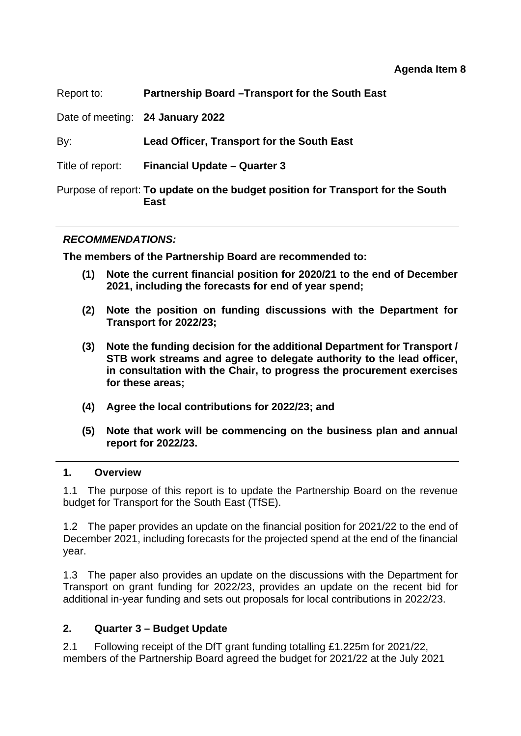**Agenda Item 8**

| | |
|---|---|
| Report to: | **Partnership Board –Transport for the South East** |
| Date of meeting: | **24 January 2022** |
| By: | **Lead Officer, Transport for the South East** |
| Title of report: | **Financial Update – Quarter 3** |
| Purpose of report: | **To update on the budget position for Transport for the South East** |

---

***RECOMMENDATIONS:***

**The members of the Partnership Board are recommended to:**

**(1) Note the current financial position for 2020/21 to the end of December 2021, including the forecasts for end of year spend;**

**(2) Note the position on funding discussions with the Department for Transport for 2022/23;**

**(3) Note the funding decision for the additional Department for Transport / STB work streams and agree to delegate authority to the lead officer, in consultation with the Chair, to progress the procurement exercises for these areas;**

**(4) Agree the local contributions for 2022/23; and**

**(5) Note that work will be commencing on the business plan and annual report for 2022/23.**

---

## 1. Overview

1.1 The purpose of this report is to update the Partnership Board on the revenue budget for Transport for the South East (TfSE).

1.2 The paper provides an update on the financial position for 2021/22 to the end of December 2021, including forecasts for the projected spend at the end of the financial year.

1.3 The paper also provides an update on the discussions with the Department for Transport on grant funding for 2022/23, provides an update on the recent bid for additional in-year funding and sets out proposals for local contributions in 2022/23.

## 2. Quarter 3 – Budget Update

2.1 Following receipt of the DfT grant funding totalling £1.225m for 2021/22, members of the Partnership Board agreed the budget for 2021/22 at the July 2021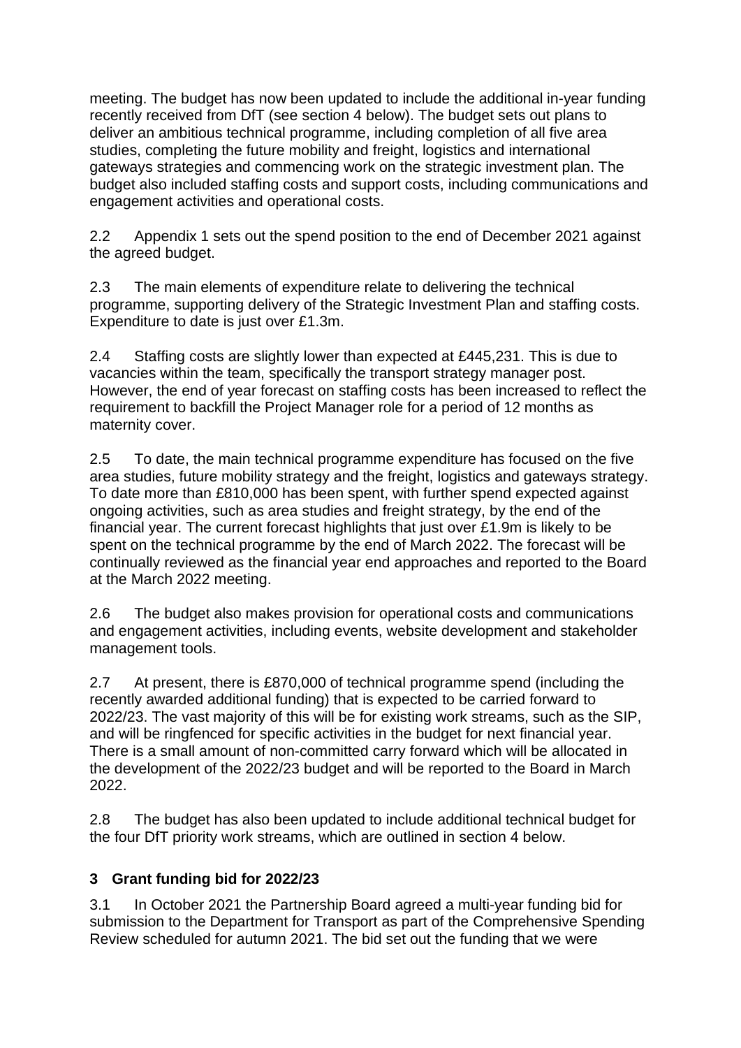meeting. The budget has now been updated to include the additional in-year funding recently received from DfT (see section 4 below). The budget sets out plans to deliver an ambitious technical programme, including completion of all five area studies, completing the future mobility and freight, logistics and international gateways strategies and commencing work on the strategic investment plan. The budget also included staffing costs and support costs, including communications and engagement activities and operational costs.

2.2 Appendix 1 sets out the spend position to the end of December 2021 against the agreed budget.

2.3 The main elements of expenditure relate to delivering the technical programme, supporting delivery of the Strategic Investment Plan and staffing costs. Expenditure to date is just over £1.3m.

2.4 Staffing costs are slightly lower than expected at £445,231. This is due to vacancies within the team, specifically the transport strategy manager post. However, the end of year forecast on staffing costs has been increased to reflect the requirement to backfill the Project Manager role for a period of 12 months as maternity cover.

2.5 To date, the main technical programme expenditure has focused on the five area studies, future mobility strategy and the freight, logistics and gateways strategy. To date more than £810,000 has been spent, with further spend expected against ongoing activities, such as area studies and freight strategy, by the end of the financial year. The current forecast highlights that just over £1.9m is likely to be spent on the technical programme by the end of March 2022. The forecast will be continually reviewed as the financial year end approaches and reported to the Board at the March 2022 meeting.

2.6 The budget also makes provision for operational costs and communications and engagement activities, including events, website development and stakeholder management tools.

2.7 At present, there is £870,000 of technical programme spend (including the recently awarded additional funding) that is expected to be carried forward to 2022/23. The vast majority of this will be for existing work streams, such as the SIP, and will be ringfenced for specific activities in the budget for next financial year. There is a small amount of non-committed carry forward which will be allocated in the development of the 2022/23 budget and will be reported to the Board in March 2022.

2.8 The budget has also been updated to include additional technical budget for the four DfT priority work streams, which are outlined in section 4 below.

## 3 Grant funding bid for 2022/23

3.1 In October 2021 the Partnership Board agreed a multi-year funding bid for submission to the Department for Transport as part of the Comprehensive Spending Review scheduled for autumn 2021. The bid set out the funding that we were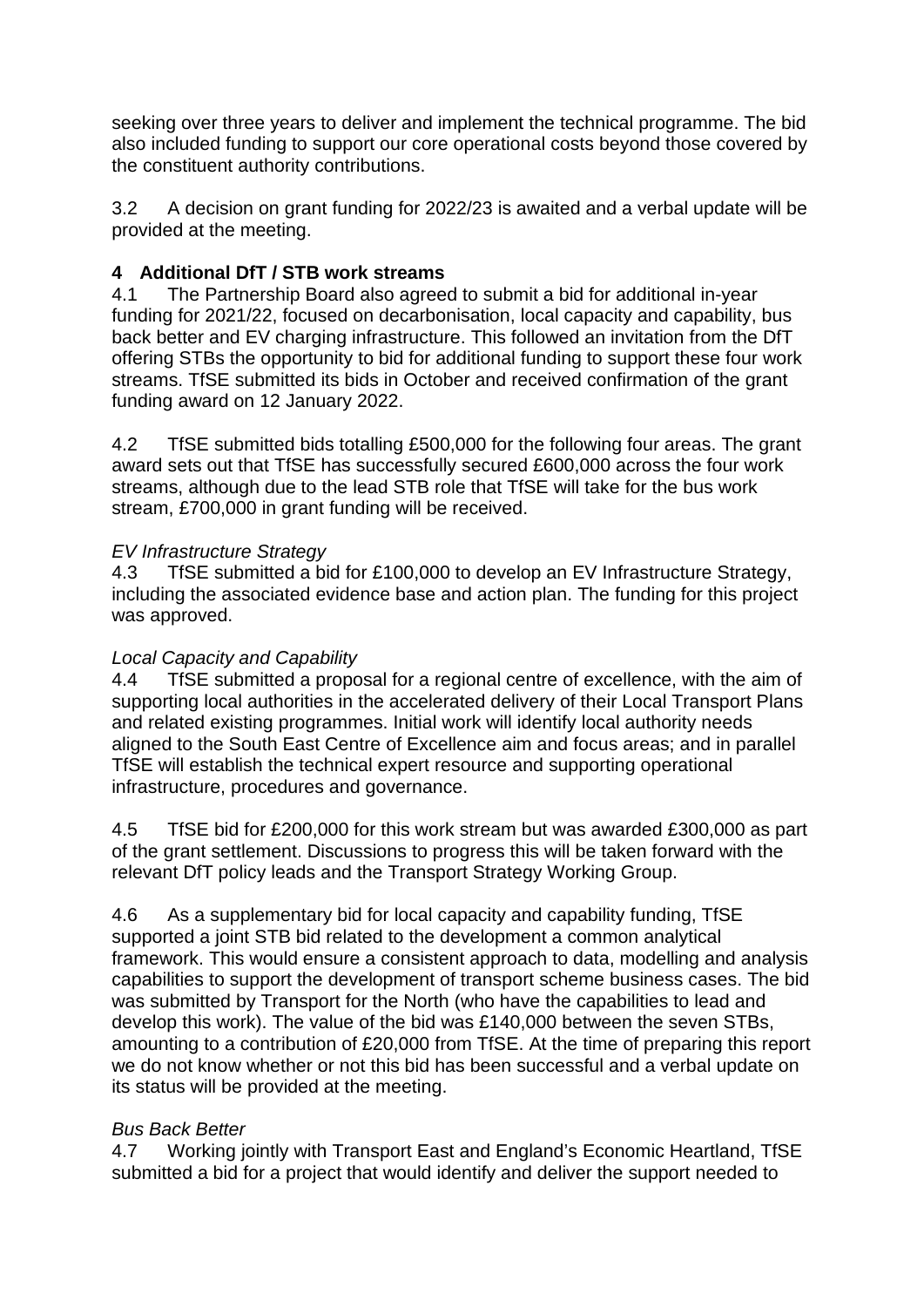seeking over three years to deliver and implement the technical programme. The bid also included funding to support our core operational costs beyond those covered by the constituent authority contributions.

3.2 A decision on grant funding for 2022/23 is awaited and a verbal update will be provided at the meeting.

## 4 Additional DfT / STB work streams

4.1 The Partnership Board also agreed to submit a bid for additional in-year funding for 2021/22, focused on decarbonisation, local capacity and capability, bus back better and EV charging infrastructure. This followed an invitation from the DfT offering STBs the opportunity to bid for additional funding to support these four work streams. TfSE submitted its bids in October and received confirmation of the grant funding award on 12 January 2022.

4.2 TfSE submitted bids totalling £500,000 for the following four areas. The grant award sets out that TfSE has successfully secured £600,000 across the four work streams, although due to the lead STB role that TfSE will take for the bus work stream, £700,000 in grant funding will be received.

*EV Infrastructure Strategy*

4.3 TfSE submitted a bid for £100,000 to develop an EV Infrastructure Strategy, including the associated evidence base and action plan. The funding for this project was approved.

*Local Capacity and Capability*

4.4 TfSE submitted a proposal for a regional centre of excellence, with the aim of supporting local authorities in the accelerated delivery of their Local Transport Plans and related existing programmes. Initial work will identify local authority needs aligned to the South East Centre of Excellence aim and focus areas; and in parallel TfSE will establish the technical expert resource and supporting operational infrastructure, procedures and governance.

4.5 TfSE bid for £200,000 for this work stream but was awarded £300,000 as part of the grant settlement. Discussions to progress this will be taken forward with the relevant DfT policy leads and the Transport Strategy Working Group.

4.6 As a supplementary bid for local capacity and capability funding, TfSE supported a joint STB bid related to the development a common analytical framework. This would ensure a consistent approach to data, modelling and analysis capabilities to support the development of transport scheme business cases. The bid was submitted by Transport for the North (who have the capabilities to lead and develop this work). The value of the bid was £140,000 between the seven STBs, amounting to a contribution of £20,000 from TfSE. At the time of preparing this report we do not know whether or not this bid has been successful and a verbal update on its status will be provided at the meeting.

*Bus Back Better*

4.7 Working jointly with Transport East and England's Economic Heartland, TfSE submitted a bid for a project that would identify and deliver the support needed to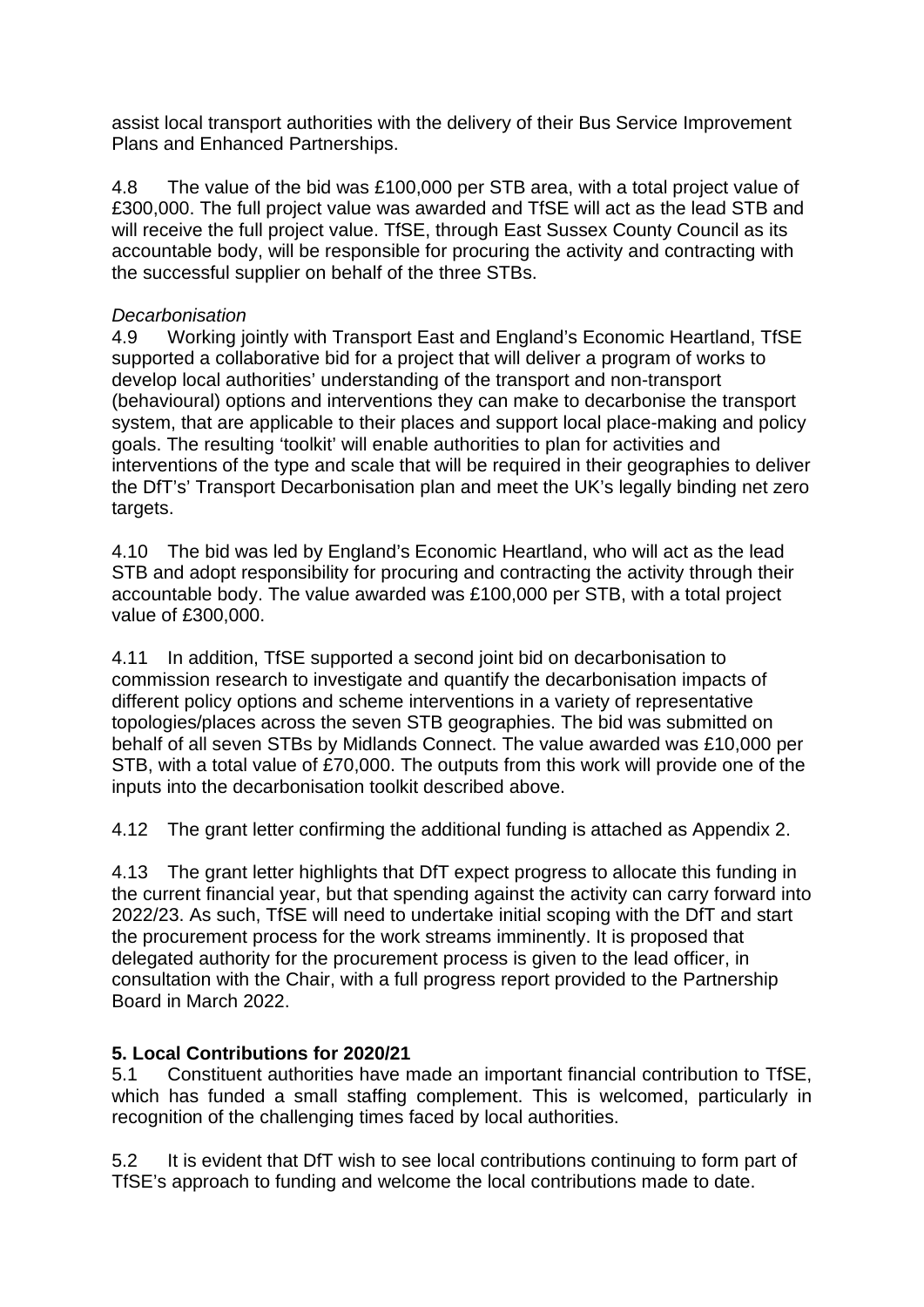assist local transport authorities with the delivery of their Bus Service Improvement Plans and Enhanced Partnerships.

4.8 The value of the bid was £100,000 per STB area, with a total project value of £300,000. The full project value was awarded and TfSE will act as the lead STB and will receive the full project value. TfSE, through East Sussex County Council as its accountable body, will be responsible for procuring the activity and contracting with the successful supplier on behalf of the three STBs.

*Decarbonisation*

4.9 Working jointly with Transport East and England's Economic Heartland, TfSE supported a collaborative bid for a project that will deliver a program of works to develop local authorities' understanding of the transport and non-transport (behavioural) options and interventions they can make to decarbonise the transport system, that are applicable to their places and support local place-making and policy goals. The resulting 'toolkit' will enable authorities to plan for activities and interventions of the type and scale that will be required in their geographies to deliver the DfT's' Transport Decarbonisation plan and meet the UK's legally binding net zero targets.

4.10 The bid was led by England's Economic Heartland, who will act as the lead STB and adopt responsibility for procuring and contracting the activity through their accountable body. The value awarded was £100,000 per STB, with a total project value of £300,000.

4.11 In addition, TfSE supported a second joint bid on decarbonisation to commission research to investigate and quantify the decarbonisation impacts of different policy options and scheme interventions in a variety of representative topologies/places across the seven STB geographies. The bid was submitted on behalf of all seven STBs by Midlands Connect. The value awarded was £10,000 per STB, with a total value of £70,000. The outputs from this work will provide one of the inputs into the decarbonisation toolkit described above.

4.12 The grant letter confirming the additional funding is attached as Appendix 2.

4.13 The grant letter highlights that DfT expect progress to allocate this funding in the current financial year, but that spending against the activity can carry forward into 2022/23. As such, TfSE will need to undertake initial scoping with the DfT and start the procurement process for the work streams imminently. It is proposed that delegated authority for the procurement process is given to the lead officer, in consultation with the Chair, with a full progress report provided to the Partnership Board in March 2022.

## 5. Local Contributions for 2020/21

5.1 Constituent authorities have made an important financial contribution to TfSE, which has funded a small staffing complement. This is welcomed, particularly in recognition of the challenging times faced by local authorities.

5.2 It is evident that DfT wish to see local contributions continuing to form part of TfSE's approach to funding and welcome the local contributions made to date.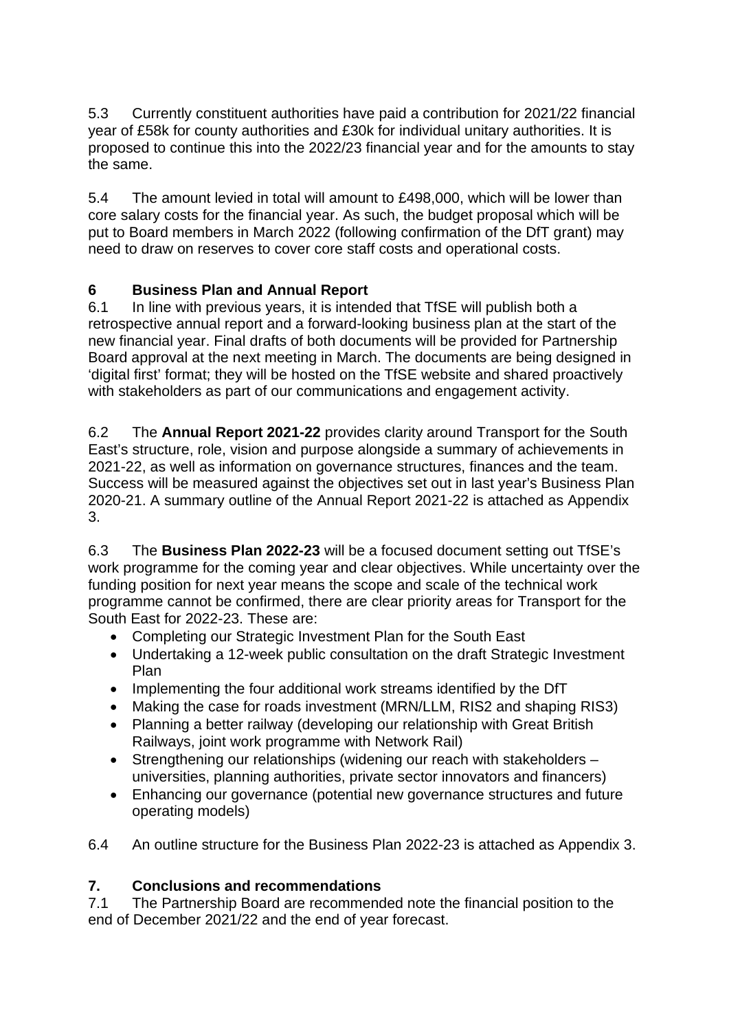5.3 Currently constituent authorities have paid a contribution for 2021/22 financial year of £58k for county authorities and £30k for individual unitary authorities. It is proposed to continue this into the 2022/23 financial year and for the amounts to stay the same.

5.4 The amount levied in total will amount to £498,000, which will be lower than core salary costs for the financial year. As such, the budget proposal which will be put to Board members in March 2022 (following confirmation of the DfT grant) may need to draw on reserves to cover core staff costs and operational costs.

## 6 Business Plan and Annual Report

6.1 In line with previous years, it is intended that TfSE will publish both a retrospective annual report and a forward-looking business plan at the start of the new financial year. Final drafts of both documents will be provided for Partnership Board approval at the next meeting in March. The documents are being designed in 'digital first' format; they will be hosted on the TfSE website and shared proactively with stakeholders as part of our communications and engagement activity.

6.2 The **Annual Report 2021-22** provides clarity around Transport for the South East's structure, role, vision and purpose alongside a summary of achievements in 2021-22, as well as information on governance structures, finances and the team. Success will be measured against the objectives set out in last year's Business Plan 2020-21. A summary outline of the Annual Report 2021-22 is attached as Appendix 3.

6.3 The **Business Plan 2022-23** will be a focused document setting out TfSE's work programme for the coming year and clear objectives. While uncertainty over the funding position for next year means the scope and scale of the technical work programme cannot be confirmed, there are clear priority areas for Transport for the South East for 2022-23. These are:

- Completing our Strategic Investment Plan for the South East
- Undertaking a 12-week public consultation on the draft Strategic Investment Plan
- Implementing the four additional work streams identified by the DfT
- Making the case for roads investment (MRN/LLM, RIS2 and shaping RIS3)
- Planning a better railway (developing our relationship with Great British Railways, joint work programme with Network Rail)
- Strengthening our relationships (widening our reach with stakeholders – universities, planning authorities, private sector innovators and financers)
- Enhancing our governance (potential new governance structures and future operating models)

6.4 An outline structure for the Business Plan 2022-23 is attached as Appendix 3.

## 7. Conclusions and recommendations

7.1 The Partnership Board are recommended note the financial position to the end of December 2021/22 and the end of year forecast.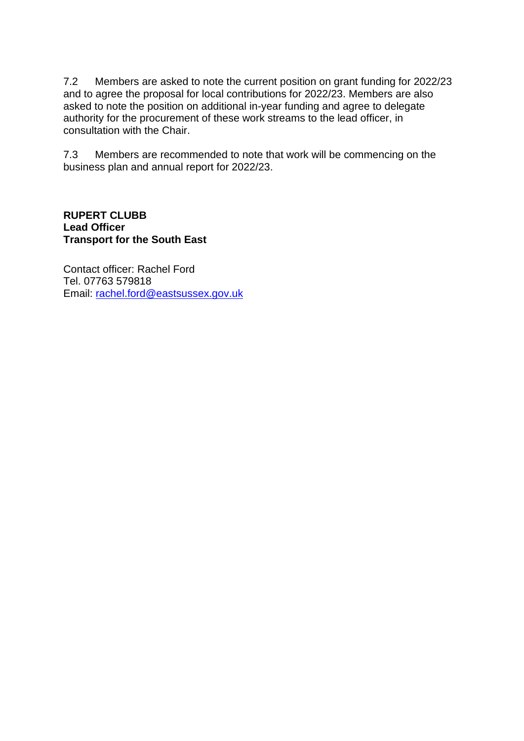7.2 Members are asked to note the current position on grant funding for 2022/23 and to agree the proposal for local contributions for 2022/23. Members are also asked to note the position on additional in-year funding and agree to delegate authority for the procurement of these work streams to the lead officer, in consultation with the Chair.

7.3 Members are recommended to note that work will be commencing on the business plan and annual report for 2022/23.

**RUPERT CLUBB**
**Lead Officer**
**Transport for the South East**

Contact officer: Rachel Ford
Tel. 07763 579818
Email: rachel.ford@eastsussex.gov.uk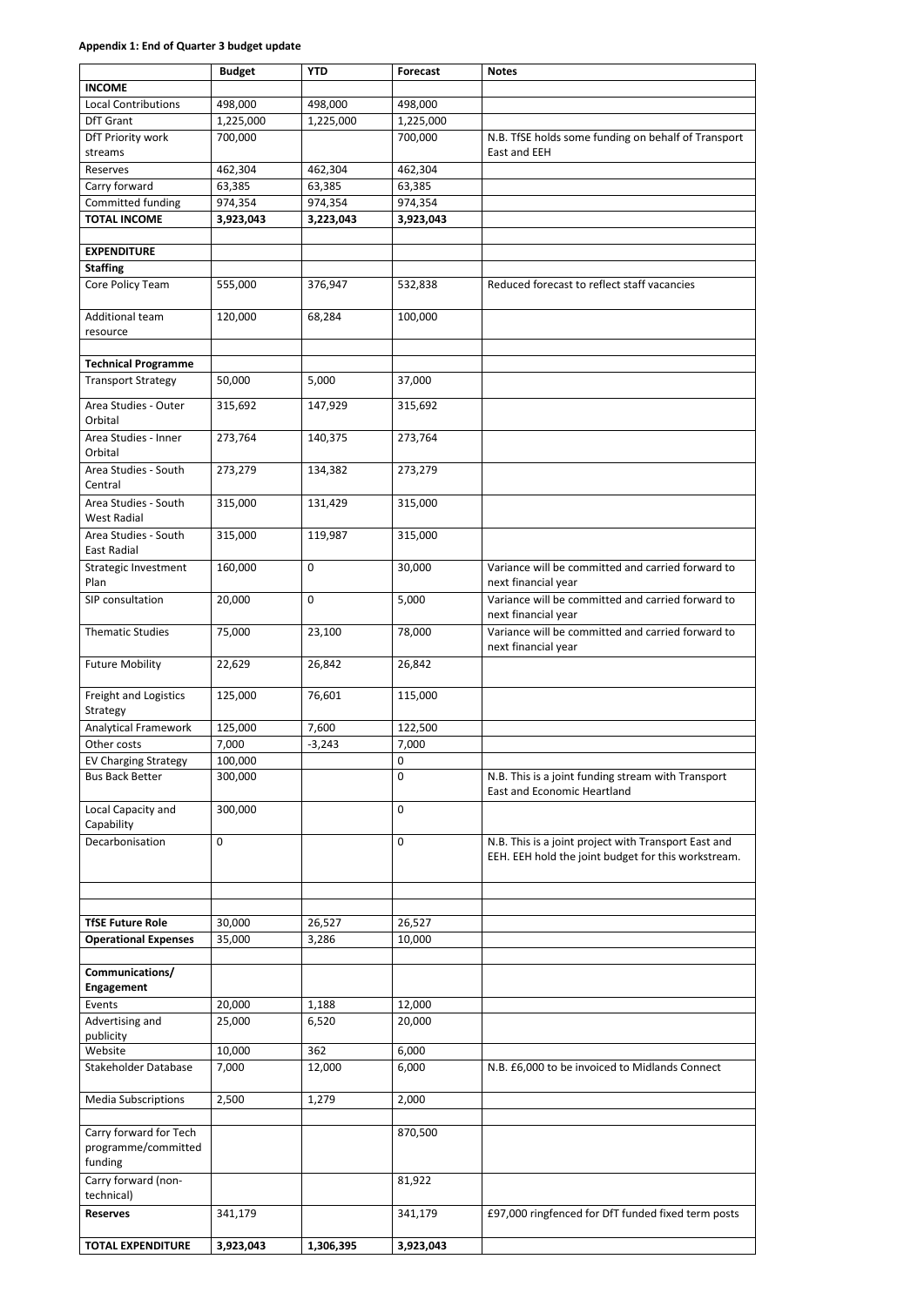**Appendix 1: End of Quarter 3 budget update**

| | Budget | YTD | Forecast | Notes |
|---|---|---|---|---|
| **INCOME** | | | | |
| Local Contributions | 498,000 | 498,000 | 498,000 | |
| DfT Grant | 1,225,000 | 1,225,000 | 1,225,000 | |
| DfT Priority work streams | 700,000 | | 700,000 | N.B. TfSE holds some funding on behalf of Transport East and EEH |
| Reserves | 462,304 | 462,304 | 462,304 | |
| Carry forward | 63,385 | 63,385 | 63,385 | |
| Committed funding | 974,354 | 974,354 | 974,354 | |
| **TOTAL INCOME** | **3,923,043** | **3,223,043** | **3,923,043** | |
| | | | | |
| **EXPENDITURE** | | | | |
| **Staffing** | | | | |
| Core Policy Team | 555,000 | 376,947 | 532,838 | Reduced forecast to reflect staff vacancies |
| Additional team resource | 120,000 | 68,284 | 100,000 | |
| | | | | |
| **Technical Programme** | | | | |
| Transport Strategy | 50,000 | 5,000 | 37,000 | |
| Area Studies - Outer Orbital | 315,692 | 147,929 | 315,692 | |
| Area Studies - Inner Orbital | 273,764 | 140,375 | 273,764 | |
| Area Studies - South Central | 273,279 | 134,382 | 273,279 | |
| Area Studies - South West Radial | 315,000 | 131,429 | 315,000 | |
| Area Studies - South East Radial | 315,000 | 119,987 | 315,000 | |
| Strategic Investment Plan | 160,000 | 0 | 30,000 | Variance will be committed and carried forward to next financial year |
| SIP consultation | 20,000 | 0 | 5,000 | Variance will be committed and carried forward to next financial year |
| Thematic Studies | 75,000 | 23,100 | 78,000 | Variance will be committed and carried forward to next financial year |
| Future Mobility | 22,629 | 26,842 | 26,842 | |
| Freight and Logistics Strategy | 125,000 | 76,601 | 115,000 | |
| Analytical Framework | 125,000 | 7,600 | 122,500 | |
| Other costs | 7,000 | -3,243 | 7,000 | |
| EV Charging Strategy | 100,000 | | 0 | |
| Bus Back Better | 300,000 | | 0 | N.B. This is a joint funding stream with Transport East and Economic Heartland |
| Local Capacity and Capability | 300,000 | | 0 | |
| Decarbonisation | 0 | | 0 | N.B. This is a joint project with Transport East and EEH. EEH hold the joint budget for this workstream. |
| | | | | |
| | | | | |
| **TfSE Future Role** | 30,000 | 26,527 | 26,527 | |
| **Operational Expenses** | 35,000 | 3,286 | 10,000 | |
| | | | | |
| **Communications/ Engagement** | | | | |
| Events | 20,000 | 1,188 | 12,000 | |
| Advertising and publicity | 25,000 | 6,520 | 20,000 | |
| Website | 10,000 | 362 | 6,000 | |
| Stakeholder Database | 7,000 | 12,000 | 6,000 | N.B. £6,000 to be invoiced to Midlands Connect |
| Media Subscriptions | 2,500 | 1,279 | 2,000 | |
| | | | | |
| Carry forward for Tech programme/committed funding | | | 870,500 | |
| Carry forward (non-technical) | | | 81,922 | |
| **Reserves** | 341,179 | | 341,179 | £97,000 ringfenced for DfT funded fixed term posts |
| **TOTAL EXPENDITURE** | **3,923,043** | **1,306,395** | **3,923,043** | |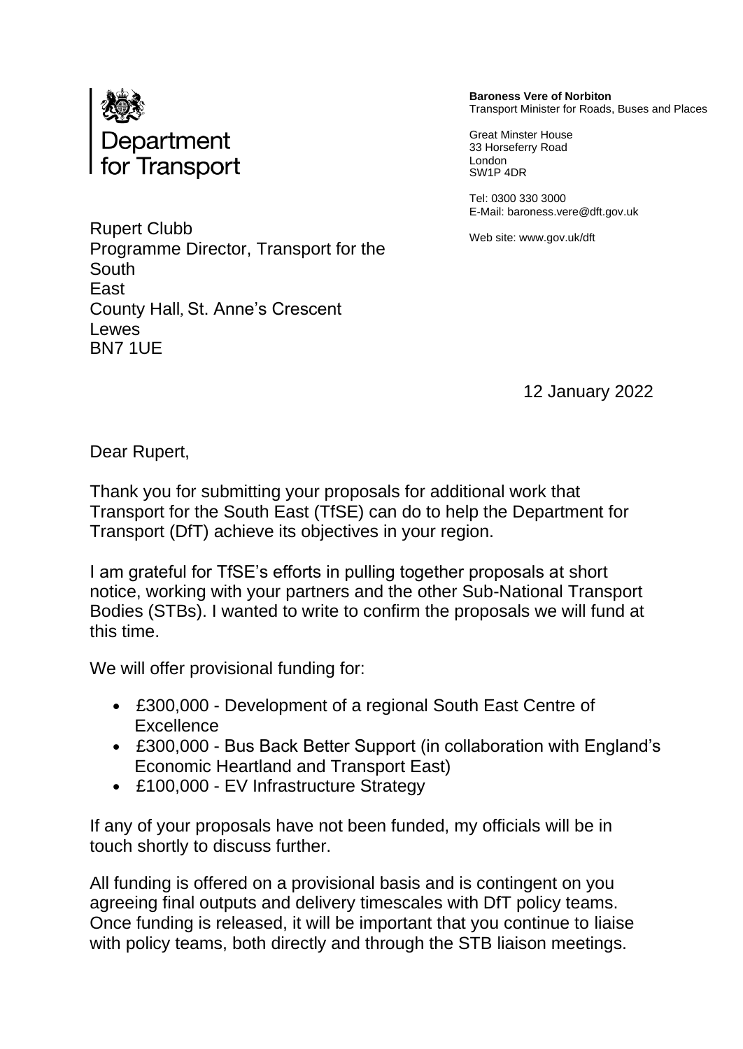Department for Transport

**Baroness Vere of Norbiton**
Transport Minister for Roads, Buses and Places

Great Minster House
33 Horseferry Road
London
SW1P 4DR

Tel: 0300 330 3000
E-Mail: baroness.vere@dft.gov.uk

Web site: www.gov.uk/dft

Rupert Clubb
Programme Director, Transport for the South East
County Hall, St. Anne's Crescent
Lewes
BN7 1UE

12 January 2022

Dear Rupert,

Thank you for submitting your proposals for additional work that Transport for the South East (TfSE) can do to help the Department for Transport (DfT) achieve its objectives in your region.

I am grateful for TfSE's efforts in pulling together proposals at short notice, working with your partners and the other Sub-National Transport Bodies (STBs). I wanted to write to confirm the proposals we will fund at this time.

We will offer provisional funding for:

- £300,000 - Development of a regional South East Centre of Excellence
- £300,000 - Bus Back Better Support (in collaboration with England's Economic Heartland and Transport East)
- £100,000 - EV Infrastructure Strategy

If any of your proposals have not been funded, my officials will be in touch shortly to discuss further.

All funding is offered on a provisional basis and is contingent on you agreeing final outputs and delivery timescales with DfT policy teams. Once funding is released, it will be important that you continue to liaise with policy teams, both directly and through the STB liaison meetings.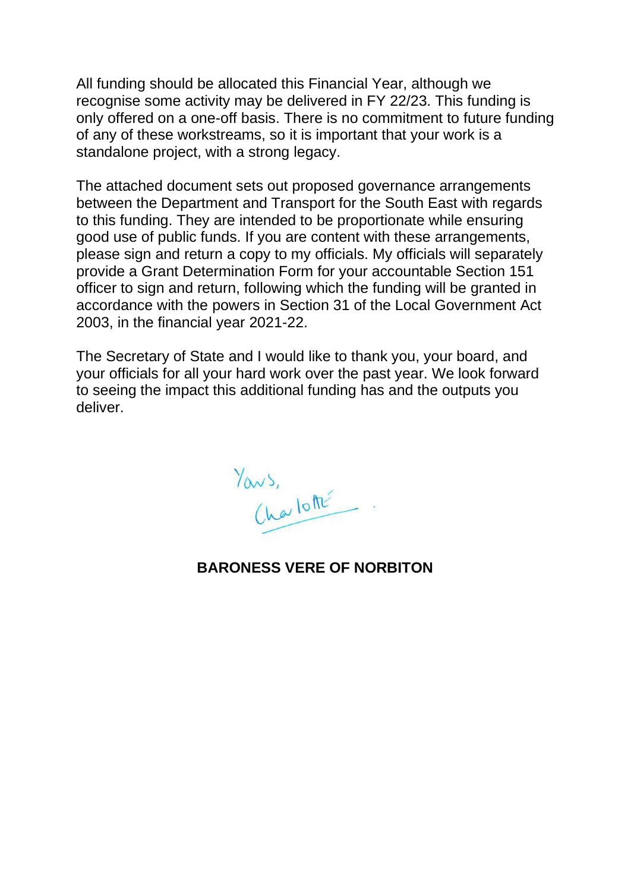All funding should be allocated this Financial Year, although we recognise some activity may be delivered in FY 22/23. This funding is only offered on a one-off basis. There is no commitment to future funding of any of these workstreams, so it is important that your work is a standalone project, with a strong legacy.

The attached document sets out proposed governance arrangements between the Department and Transport for the South East with regards to this funding. They are intended to be proportionate while ensuring good use of public funds. If you are content with these arrangements, please sign and return a copy to my officials. My officials will separately provide a Grant Determination Form for your accountable Section 151 officer to sign and return, following which the funding will be granted in accordance with the powers in Section 31 of the Local Government Act 2003, in the financial year 2021-22.

The Secretary of State and I would like to thank you, your board, and your officials for all your hard work over the past year. We look forward to seeing the impact this additional funding has and the outputs you deliver.

Yours,
Charlotte

**BARONESS VERE OF NORBITON**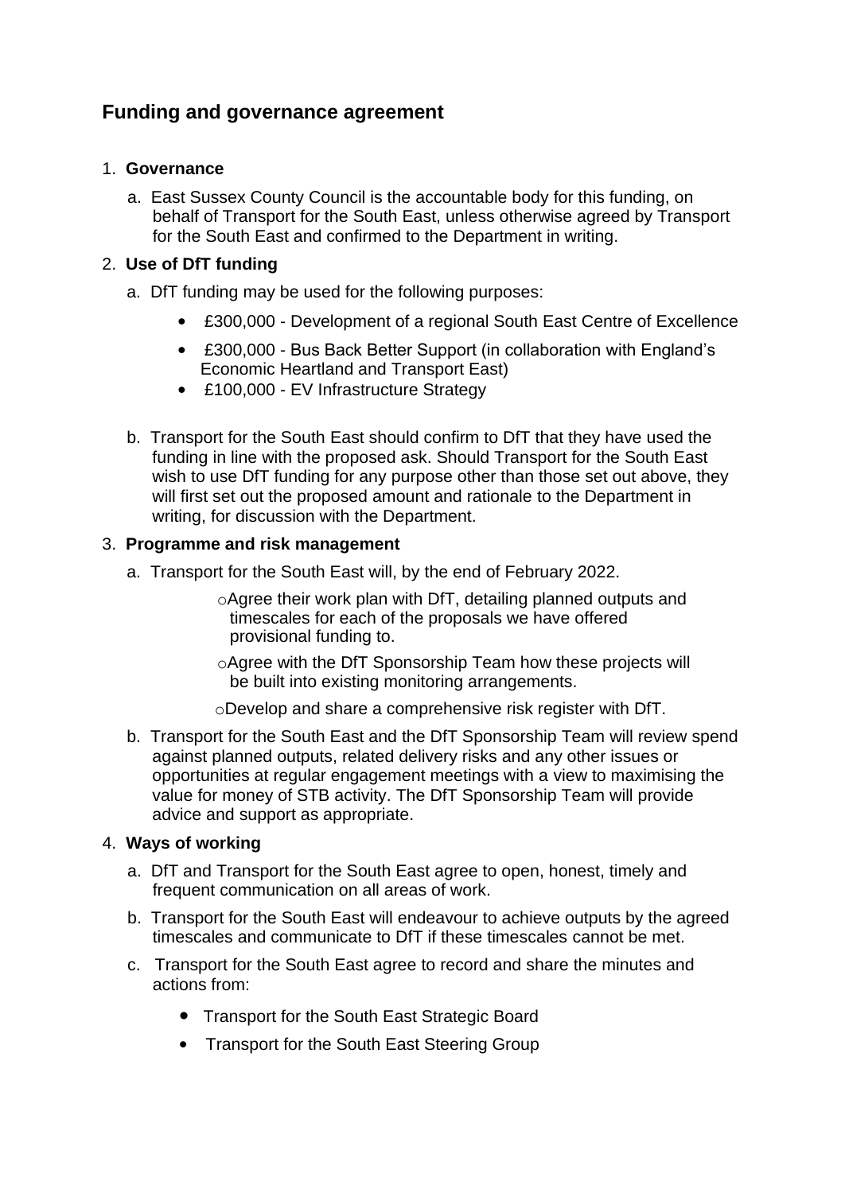## Funding and governance agreement

1. **Governance**

   a. East Sussex County Council is the accountable body for this funding, on behalf of Transport for the South East, unless otherwise agreed by Transport for the South East and confirmed to the Department in writing.

2. **Use of DfT funding**

   a. DfT funding may be used for the following purposes:

      - £300,000 - Development of a regional South East Centre of Excellence
      - £300,000 - Bus Back Better Support (in collaboration with England's Economic Heartland and Transport East)
      - £100,000 - EV Infrastructure Strategy

   b. Transport for the South East should confirm to DfT that they have used the funding in line with the proposed ask. Should Transport for the South East wish to use DfT funding for any purpose other than those set out above, they will first set out the proposed amount and rationale to the Department in writing, for discussion with the Department.

3. **Programme and risk management**

   a. Transport for the South East will, by the end of February 2022.

      - Agree their work plan with DfT, detailing planned outputs and timescales for each of the proposals we have offered provisional funding to.
      - Agree with the DfT Sponsorship Team how these projects will be built into existing monitoring arrangements.
      - Develop and share a comprehensive risk register with DfT.

   b. Transport for the South East and the DfT Sponsorship Team will review spend against planned outputs, related delivery risks and any other issues or opportunities at regular engagement meetings with a view to maximising the value for money of STB activity. The DfT Sponsorship Team will provide advice and support as appropriate.

4. **Ways of working**

   a. DfT and Transport for the South East agree to open, honest, timely and frequent communication on all areas of work.

   b. Transport for the South East will endeavour to achieve outputs by the agreed timescales and communicate to DfT if these timescales cannot be met.

   c. Transport for the South East agree to record and share the minutes and actions from:

      - Transport for the South East Strategic Board
      - Transport for the South East Steering Group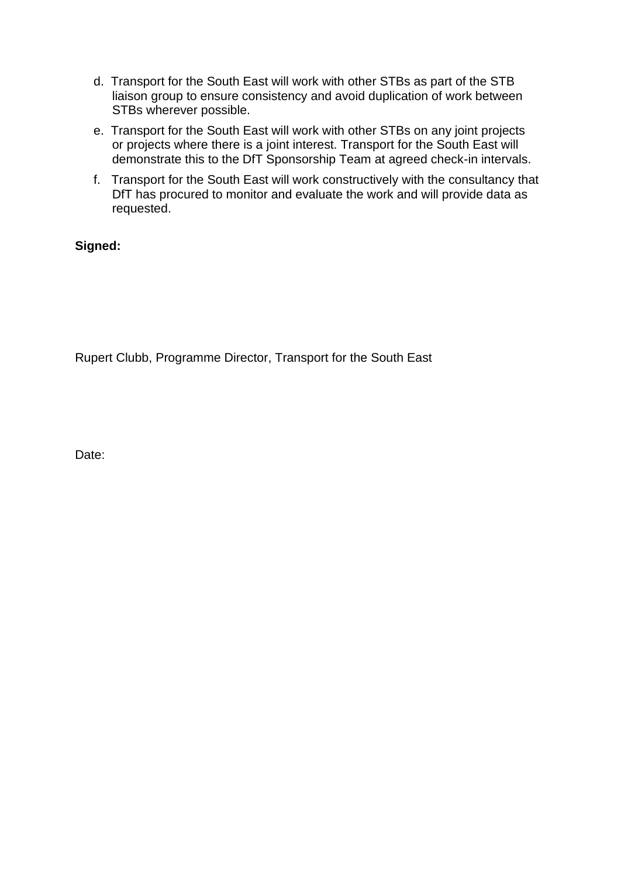d. Transport for the South East will work with other STBs as part of the STB liaison group to ensure consistency and avoid duplication of work between STBs wherever possible.

e. Transport for the South East will work with other STBs on any joint projects or projects where there is a joint interest. Transport for the South East will demonstrate this to the DfT Sponsorship Team at agreed check-in intervals.

f. Transport for the South East will work constructively with the consultancy that DfT has procured to monitor and evaluate the work and will provide data as requested.

**Signed:**

Rupert Clubb, Programme Director, Transport for the South East

Date: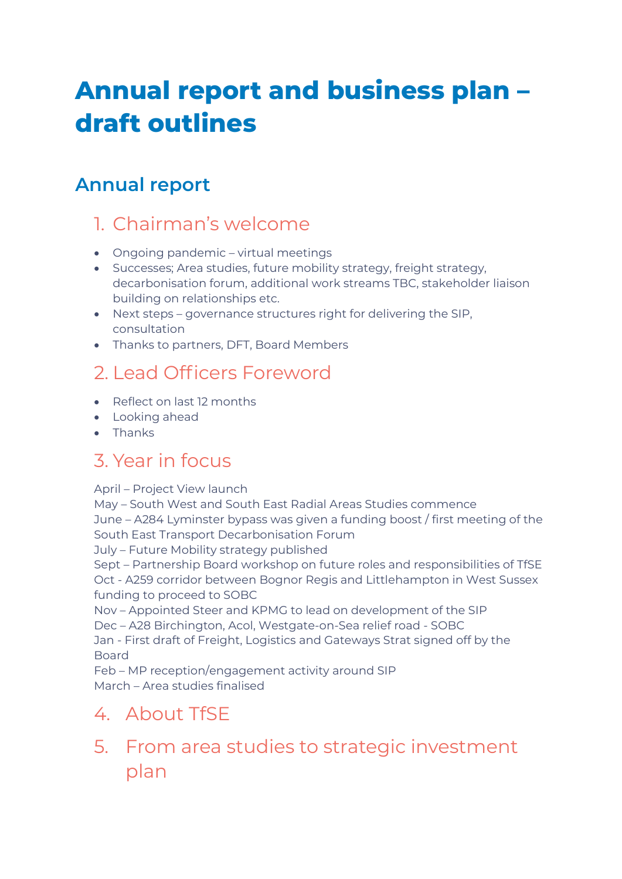# Annual report and business plan – draft outlines

## Annual report

### 1. Chairman's welcome

- Ongoing pandemic – virtual meetings
- Successes; Area studies, future mobility strategy, freight strategy, decarbonisation forum, additional work streams TBC, stakeholder liaison building on relationships etc.
- Next steps – governance structures right for delivering the SIP, consultation
- Thanks to partners, DFT, Board Members

### 2. Lead Officers Foreword

- Reflect on last 12 months
- Looking ahead
- Thanks

### 3. Year in focus

April – Project View launch
May – South West and South East Radial Areas Studies commence
June – A284 Lyminster bypass was given a funding boost / first meeting of the South East Transport Decarbonisation Forum
July – Future Mobility strategy published
Sept – Partnership Board workshop on future roles and responsibilities of TfSE
Oct - A259 corridor between Bognor Regis and Littlehampton in West Sussex funding to proceed to SOBC
Nov – Appointed Steer and KPMG to lead on development of the SIP
Dec – A28 Birchington, Acol, Westgate-on-Sea relief road - SOBC
Jan - First draft of Freight, Logistics and Gateways Strat signed off by the Board
Feb – MP reception/engagement activity around SIP
March – Area studies finalised

### 4. About TfSE

### 5. From area studies to strategic investment plan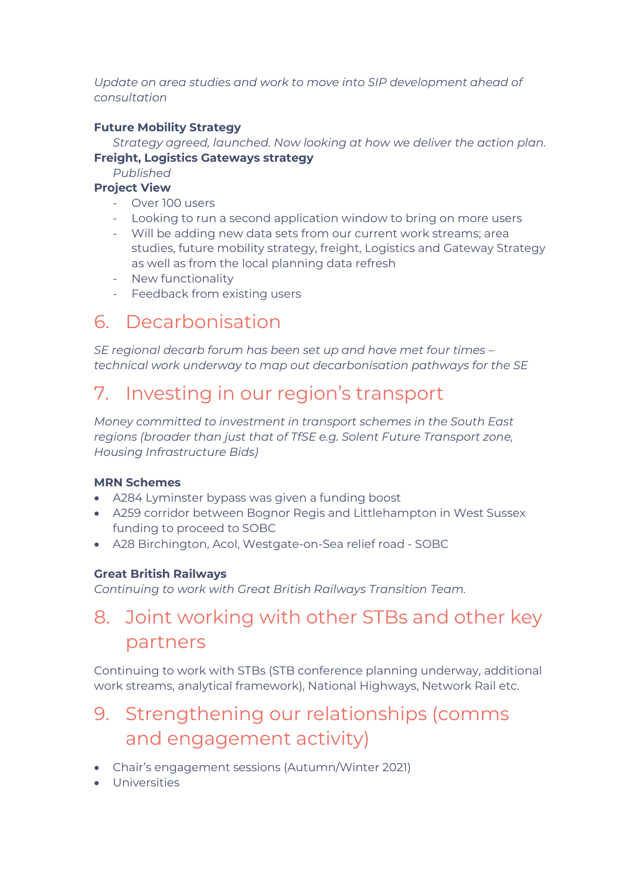*Update on area studies and work to move into SIP development ahead of consultation*

**Future Mobility Strategy**

*Strategy agreed, launched. Now looking at how we deliver the action plan.*

**Freight, Logistics Gateways strategy**

*Published*

**Project View**

- Over 100 users
- Looking to run a second application window to bring on more users
- Will be adding new data sets from our current work streams; area studies, future mobility strategy, freight, Logistics and Gateway Strategy as well as from the local planning data refresh
- New functionality
- Feedback from existing users

## 6. Decarbonisation

*SE regional decarb forum has been set up and have met four times – technical work underway to map out decarbonisation pathways for the SE*

## 7. Investing in our region's transport

*Money committed to investment in transport schemes in the South East regions (broader than just that of TfSE e.g. Solent Future Transport zone, Housing Infrastructure Bids)*

**MRN Schemes**

- A284 Lyminster bypass was given a funding boost
- A259 corridor between Bognor Regis and Littlehampton in West Sussex funding to proceed to SOBC
- A28 Birchington, Acol, Westgate-on-Sea relief road - SOBC

**Great British Railways**

*Continuing to work with Great British Railways Transition Team.*

## 8. Joint working with other STBs and other key partners

Continuing to work with STBs (STB conference planning underway, additional work streams, analytical framework), National Highways, Network Rail etc.

## 9. Strengthening our relationships (comms and engagement activity)

- Chair's engagement sessions (Autumn/Winter 2021)
- Universities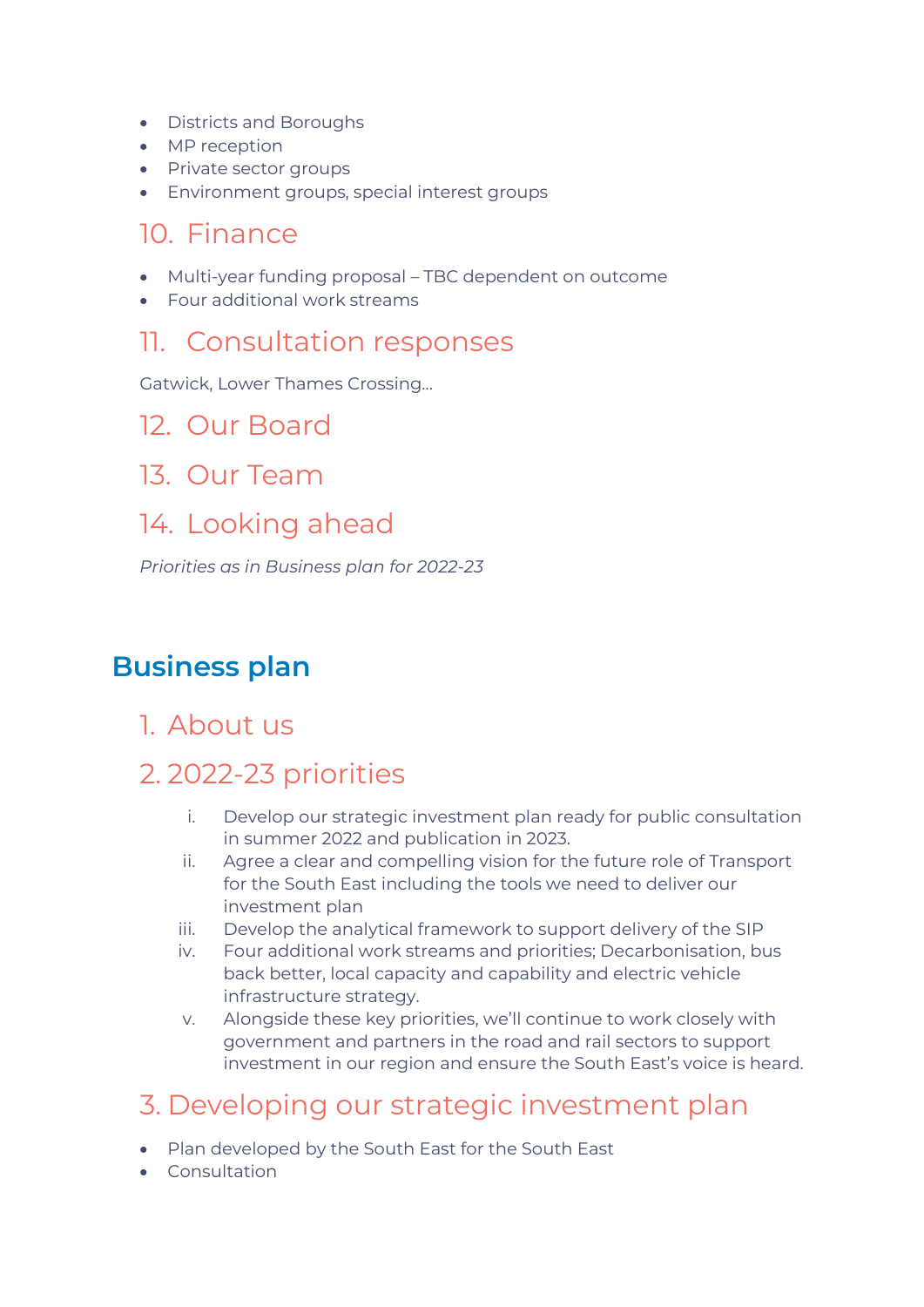- Districts and Boroughs
- MP reception
- Private sector groups
- Environment groups, special interest groups

## 10. Finance

- Multi-year funding proposal – TBC dependent on outcome
- Four additional work streams

## 11. Consultation responses

Gatwick, Lower Thames Crossing…

## 12. Our Board

## 13. Our Team

## 14. Looking ahead

*Priorities as in Business plan for 2022-23*

# Business plan

## 1. About us

## 2. 2022-23 priorities

i. Develop our strategic investment plan ready for public consultation in summer 2022 and publication in 2023.

ii. Agree a clear and compelling vision for the future role of Transport for the South East including the tools we need to deliver our investment plan

iii. Develop the analytical framework to support delivery of the SIP

iv. Four additional work streams and priorities; Decarbonisation, bus back better, local capacity and capability and electric vehicle infrastructure strategy.

v. Alongside these key priorities, we'll continue to work closely with government and partners in the road and rail sectors to support investment in our region and ensure the South East's voice is heard.

## 3. Developing our strategic investment plan

- Plan developed by the South East for the South East
- Consultation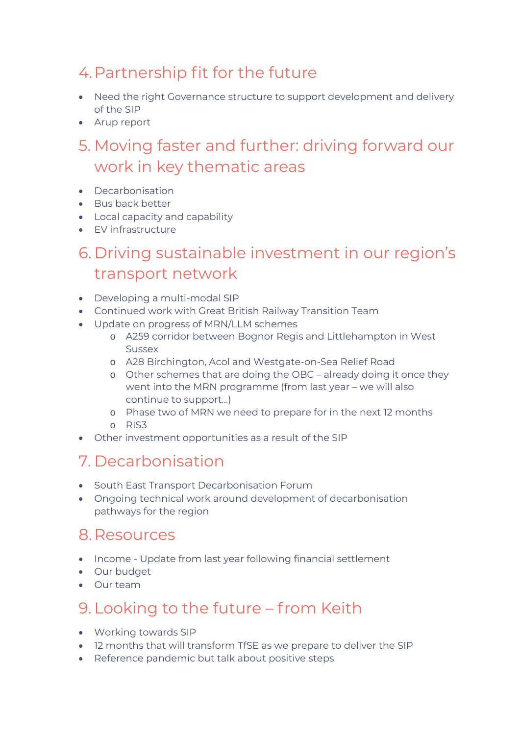## 4. Partnership fit for the future

- Need the right Governance structure to support development and delivery of the SIP
- Arup report

## 5. Moving faster and further: driving forward our work in key thematic areas

- Decarbonisation
- Bus back better
- Local capacity and capability
- EV infrastructure

## 6. Driving sustainable investment in our region's transport network

- Developing a multi-modal SIP
- Continued work with Great British Railway Transition Team
- Update on progress of MRN/LLM schemes
  - A259 corridor between Bognor Regis and Littlehampton in West Sussex
  - A28 Birchington, Acol and Westgate-on-Sea Relief Road
  - Other schemes that are doing the OBC – already doing it once they went into the MRN programme (from last year – we will also continue to support…)
  - Phase two of MRN we need to prepare for in the next 12 months
  - RIS3
- Other investment opportunities as a result of the SIP

## 7. Decarbonisation

- South East Transport Decarbonisation Forum
- Ongoing technical work around development of decarbonisation pathways for the region

## 8. Resources

- Income - Update from last year following financial settlement
- Our budget
- Our team

## 9. Looking to the future – from Keith

- Working towards SIP
- 12 months that will transform TfSE as we prepare to deliver the SIP
- Reference pandemic but talk about positive steps